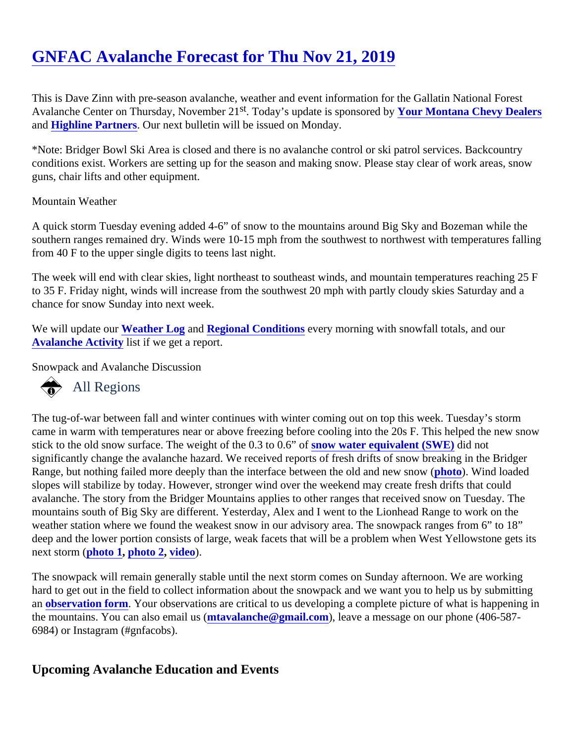# GNFAC Avalanche Forecast for Thu Nov 21, 2019

This is Dave Zinn with pre-season avalanche, weather and event information for the Gallatin National Forest Avalanche Center on Thursday, November 21st. Today's update is sponsored by **Your Montana Chevy Dealers** and **Highline Partners**. Our next bulletin will be issued on Monday.

*Note: Bridger Bowl Ski Area is closed and there is no avalanche control or ski patrol services. Backcountry conditions exist. Workers are setting up for the season and making snow. Please stay clear of work areas, snow guns, chair lifts and other equipment.

Mountain Weather

A quick storm Tuesday evening added 4-6" of snow to the mountains around Big Sky and Bozeman while the southern ranges remained dry. Winds were 10-15 mph from the southwest to northwest with temperatures falling from 40 F to the upper single digits to teens last night.

The week will end with clear skies, light northeast to southeast winds, and mountain temperatures reaching 25 F to 35 F. Friday night, winds will increase from the southwest 20 mph with partly cloudy skies Saturday and a chance for snow Sunday into next week.

We will update our **Weather Log** and **Regional Conditions** every morning with snowfall totals, and our **Avalanche Activity** list if we get a report.

Snowpack and Avalanche Discussion

## All Regions

The tug-of-war between fall and winter continues with winter coming out on top this week. Tuesday's storm came in warm with temperatures near or above freezing before cooling into the 20s F. This helped the new snow stick to the old snow surface. The weight of the 0.3 to 0.6" of **snow water equivalent (SWE)** did not significantly change the avalanche hazard. We received reports of fresh drifts of snow breaking in the Bridger Range, but nothing failed more deeply than the interface between the old and new snow (**photo**). Wind loaded slopes will stabilize by today. However, stronger wind over the weekend may create fresh drifts that could avalanche. The story from the Bridger Mountains applies to other ranges that received snow on Tuesday. The mountains south of Big Sky are different. Yesterday, Alex and I went to the Lionhead Range to work on the weather station where we found the weakest snow in our advisory area. The snowpack ranges from 6" to 18" deep and the lower portion consists of large, weak facets that will be a problem when West Yellowstone gets its next storm (**photo 1**, **photo 2**, **video**).

The snowpack will remain generally stable until the next storm comes on Sunday afternoon. We are working hard to get out in the field to collect information about the snowpack and we want you to help us by submitting an **observation form**. Your observations are critical to us developing a complete picture of what is happening in the mountains. You can also email us (**mtavalanche@gmail.com**), leave a message on our phone (406-587-6984) or Instagram (#gnfacobs).

## Upcoming Avalanche Education and Events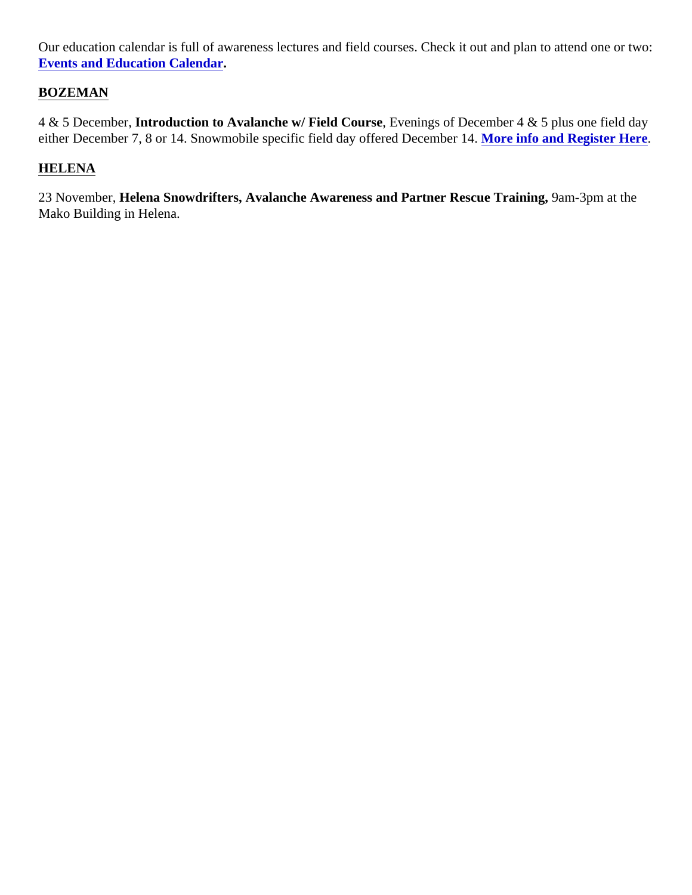Our education calendar is full of awareness lectures and field courses. Check it out and plan to attend one or two: **Events and Education Calendar.**

**BOZEMAN**

4 & 5 December, **Introduction to Avalanche w/ Field Course**, Evenings of December 4 & 5 plus one field day either December 7, 8 or 14. Snowmobile specific field day offered December 14. **More info and Register Here**.

**HELENA**

23 November, **Helena Snowdrifters, Avalanche Awareness and Partner Rescue Training,** 9am-3pm at the Mako Building in Helena.